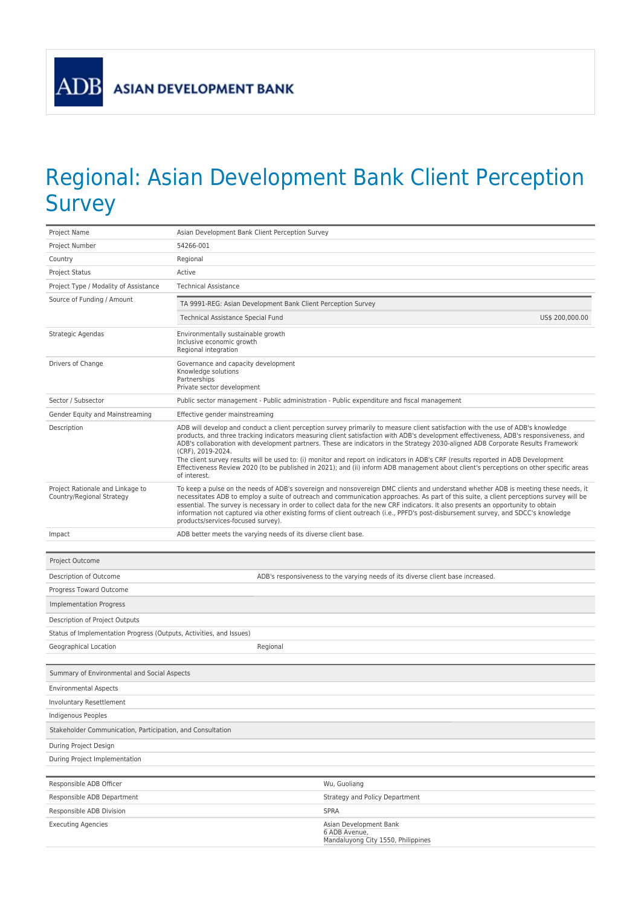ADB ASIAN DEVELOPMENT BANK

# Regional: Asian Development Bank Client Perception Survey

| | |
|---|---|
| Project Name | Asian Development Bank Client Perception Survey |
| Project Number | 54266-001 |
| Country | Regional |
| Project Status | Active |
| Project Type / Modality of Assistance | Technical Assistance |
| Source of Funding / Amount | TA 9991-REG: Asian Development Bank Client Perception Survey<br>Technical Assistance Special Fund US$ 200,000.00 |
| Strategic Agendas | Environmentally sustainable growth<br>Inclusive economic growth<br>Regional integration |
| Drivers of Change | Governance and capacity development<br>Knowledge solutions<br>Partnerships<br>Private sector development |
| Sector / Subsector | Public sector management - Public administration - Public expenditure and fiscal management |
| Gender Equity and Mainstreaming | Effective gender mainstreaming |
| Description | ADB will develop and conduct a client perception survey primarily to measure client satisfaction with the use of ADB's knowledge products, and three tracking indicators measuring client satisfaction with ADB's development effectiveness, ADB's responsiveness, and ADB's collaboration with development partners. These are indicators in the Strategy 2030-aligned ADB Corporate Results Framework (CRF), 2019-2024.<br>The client survey results will be used to: (i) monitor and report on indicators in ADB's CRF (results reported in ADB Development Effectiveness Review 2020 (to be published in 2021); and (ii) inform ADB management about client's perceptions on other specific areas of interest. |
| Project Rationale and Linkage to Country/Regional Strategy | To keep a pulse on the needs of ADB's sovereign and nonsovereign DMC clients and understand whether ADB is meeting these needs, it necessitates ADB to employ a suite of outreach and communication approaches. As part of this suite, a client perceptions survey will be essential. The survey is necessary in order to collect data for the new CRF indicators. It also presents an opportunity to obtain information not captured via other existing forms of client outreach (i.e., PPFD's post-disbursement survey, and SDCC's knowledge products/services-focused survey). |
| Impact | ADB better meets the varying needs of its diverse client base. |

| Project Outcome | |
|---|---|
| Description of Outcome | ADB's responsiveness to the varying needs of its diverse client base increased. |
| Progress Toward Outcome | |
| **Implementation Progress** | |
| Description of Project Outputs | |
| Status of Implementation Progress (Outputs, Activities, and Issues) | |
| Geographical Location | Regional |

| Summary of Environmental and Social Aspects | |
|---|---|
| Environmental Aspects | |
| Involuntary Resettlement | |
| Indigenous Peoples | |
| **Stakeholder Communication, Participation, and Consultation** | |
| During Project Design | |
| During Project Implementation | |

| | |
|---|---|
| Responsible ADB Officer | Wu, Guoliang |
| Responsible ADB Department | Strategy and Policy Department |
| Responsible ADB Division | SPRA |
| Executing Agencies | Asian Development Bank<br>6 ADB Avenue,<br>Mandaluyong City 1550, Philippines |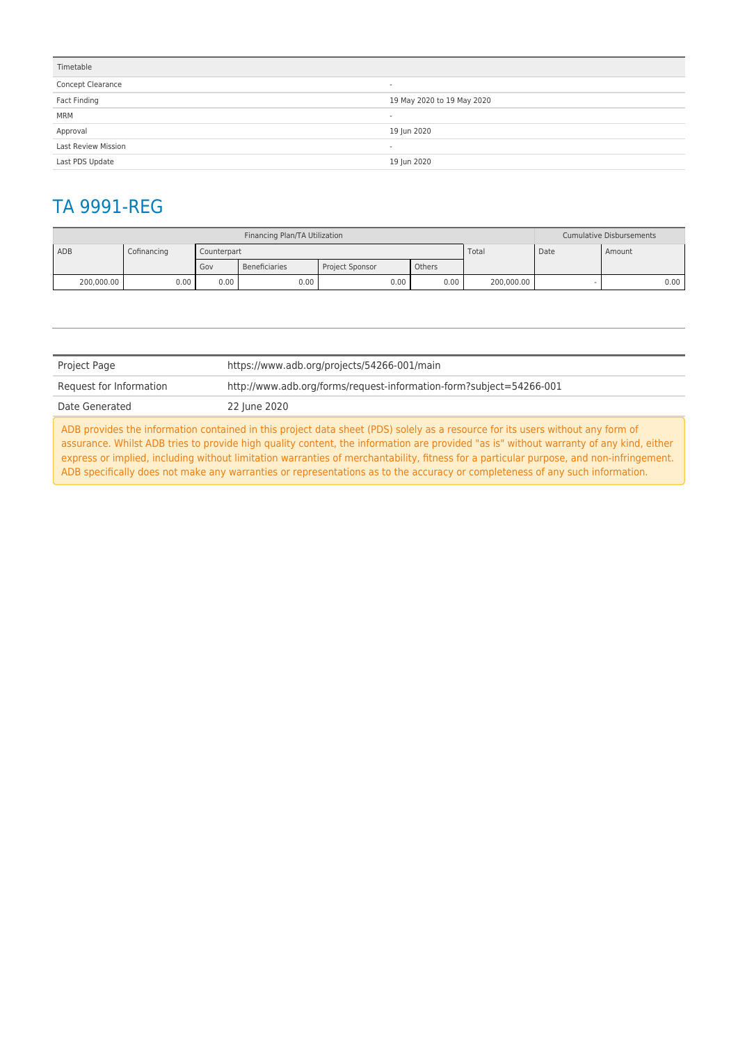| Timetable | |
|---|---|
| Concept Clearance | - |
| Fact Finding | 19 May 2020 to 19 May 2020 |
| MRM | - |
| Approval | 19 Jun 2020 |
| Last Review Mission | - |
| Last PDS Update | 19 Jun 2020 |

## TA 9991-REG

| Financing Plan/TA Utilization | | | | | | | Cumulative Disbursements | |
|---|---|---|---|---|---|---|---|---|
| ADB | Cofinancing | Counterpart | | | | Total | Date | Amount |
| | | Gov | Beneficiaries | Project Sponsor | Others | | | |
| 200,000.00 | 0.00 | 0.00 | 0.00 | 0.00 | 0.00 | 200,000.00 | - | 0.00 |

| | |
|---|---|
| Project Page | https://www.adb.org/projects/54266-001/main |
| Request for Information | http://www.adb.org/forms/request-information-form?subject=54266-001 |
| Date Generated | 22 June 2020 |

ADB provides the information contained in this project data sheet (PDS) solely as a resource for its users without any form of assurance. Whilst ADB tries to provide high quality content, the information are provided "as is" without warranty of any kind, either express or implied, including without limitation warranties of merchantability, fitness for a particular purpose, and non-infringement. ADB specifically does not make any warranties or representations as to the accuracy or completeness of any such information.